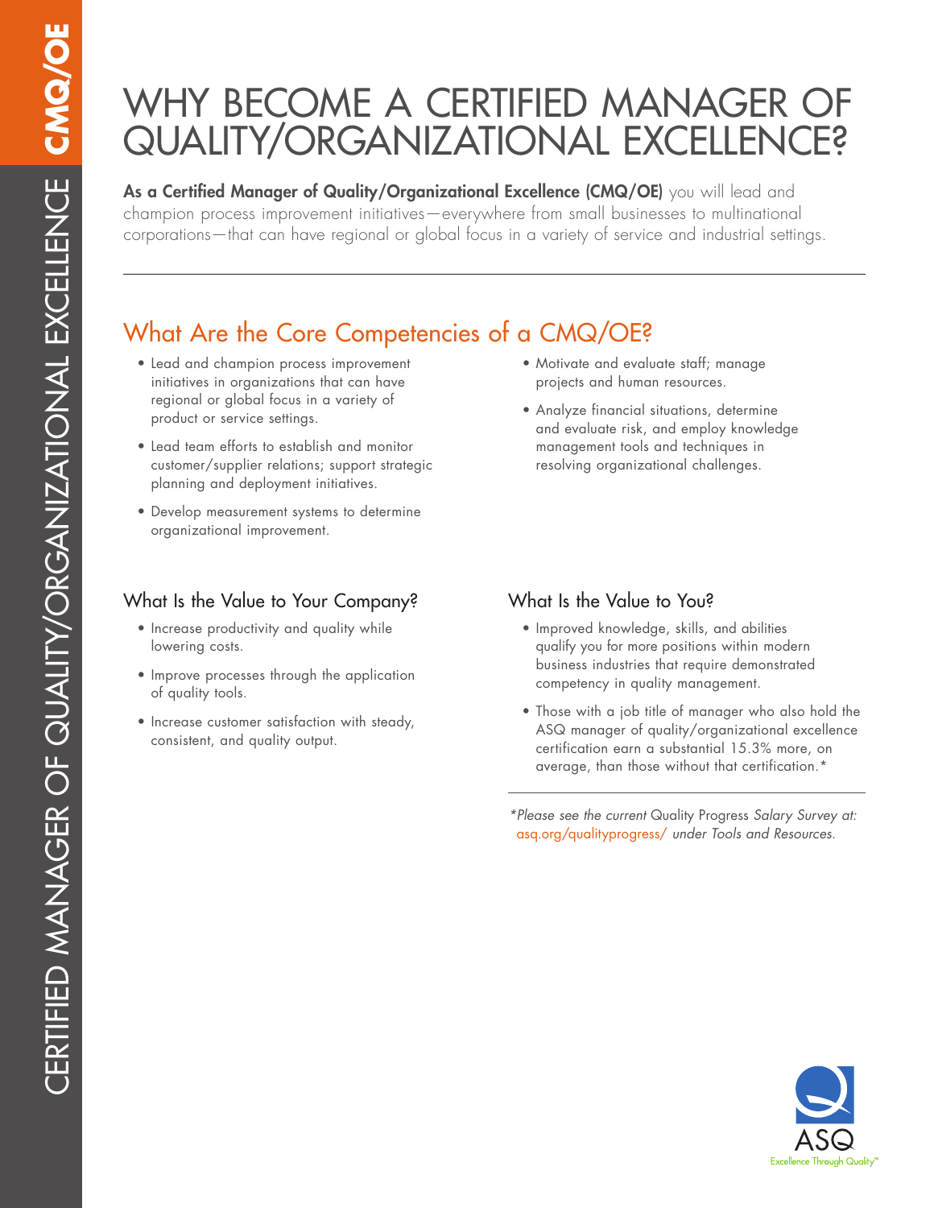# WHY BECOME A CERTIFIED MANAGER OF QUALITY/ORGANIZATIONAL EXCELLENCE?

**As a Certified Manager of Quality/Organizational Excellence (CMQ/OE)** you will lead and champion process improvement initiatives—everywhere from small businesses to multinational corporations—that can have regional or global focus in a variety of service and industrial settings.

## What Are the Core Competencies of a CMQ/OE?

- Lead and champion process improvement initiatives in organizations that can have regional or global focus in a variety of product or service settings.
- Lead team efforts to establish and monitor customer/supplier relations; support strategic planning and deployment initiatives.
- Develop measurement systems to determine organizational improvement.
- Motivate and evaluate staff; manage projects and human resources.
- Analyze financial situations, determine and evaluate risk, and employ knowledge management tools and techniques in resolving organizational challenges.

### What Is the Value to Your Company?

- Increase productivity and quality while lowering costs.
- Improve processes through the application of quality tools.
- Increase customer satisfaction with steady, consistent, and quality output.

### What Is the Value to You?

- Improved knowledge, skills, and abilities qualify you for more positions within modern business industries that require demonstrated competency in quality management.
- Those with a job title of manager who also hold the ASQ manager of quality/organizational excellence certification earn a substantial 15.3% more, on average, than those without that certification.*

*Please see the current* Quality Progress *Salary Survey at: asq.org/qualityprogress/ under Tools and Resources.*

ASQ
Excellence Through Quality™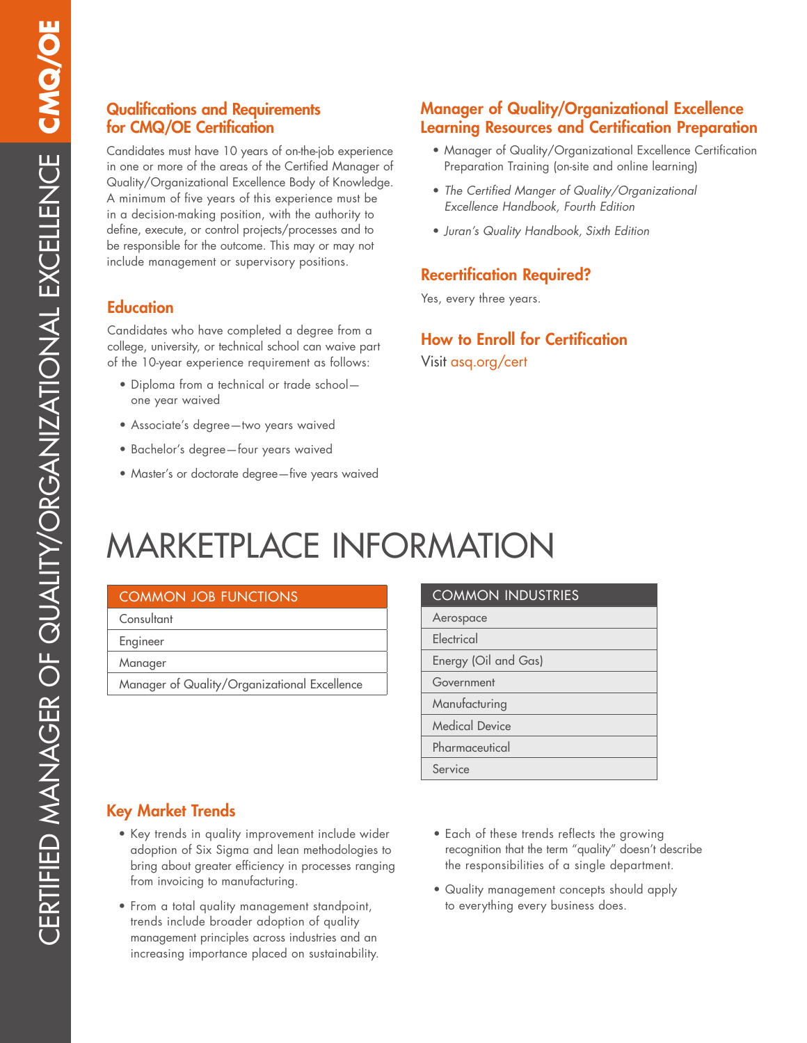## Qualifications and Requirements for CMQ/OE Certification

Candidates must have 10 years of on-the-job experience in one or more of the areas of the Certified Manager of Quality/Organizational Excellence Body of Knowledge. A minimum of five years of this experience must be in a decision-making position, with the authority to define, execute, or control projects/processes and to be responsible for the outcome. This may or may not include management or supervisory positions.

## Education

Candidates who have completed a degree from a college, university, or technical school can waive part of the 10-year experience requirement as follows:

- Diploma from a technical or trade school—one year waived
- Associate's degree—two years waived
- Bachelor's degree—four years waived
- Master's or doctorate degree—five years waived

## Manager of Quality/Organizational Excellence Learning Resources and Certification Preparation

- Manager of Quality/Organizational Excellence Certification Preparation Training (on-site and online learning)
- *The Certified Manger of Quality/Organizational Excellence Handbook, Fourth Edition*
- *Juran's Quality Handbook, Sixth Edition*

## Recertification Required?

Yes, every three years.

## How to Enroll for Certification

Visit asq.org/cert

# MARKETPLACE INFORMATION

| COMMON JOB FUNCTIONS |
| --- |
| Consultant |
| Engineer |
| Manager |
| Manager of Quality/Organizational Excellence |

| COMMON INDUSTRIES |
| --- |
| Aerospace |
| Electrical |
| Energy (Oil and Gas) |
| Government |
| Manufacturing |
| Medical Device |
| Pharmaceutical |
| Service |

## Key Market Trends

- Key trends in quality improvement include wider adoption of Six Sigma and lean methodologies to bring about greater efficiency in processes ranging from invoicing to manufacturing.
- From a total quality management standpoint, trends include broader adoption of quality management principles across industries and an increasing importance placed on sustainability.
- Each of these trends reflects the growing recognition that the term "quality" doesn't describe the responsibilities of a single department.
- Quality management concepts should apply to everything every business does.